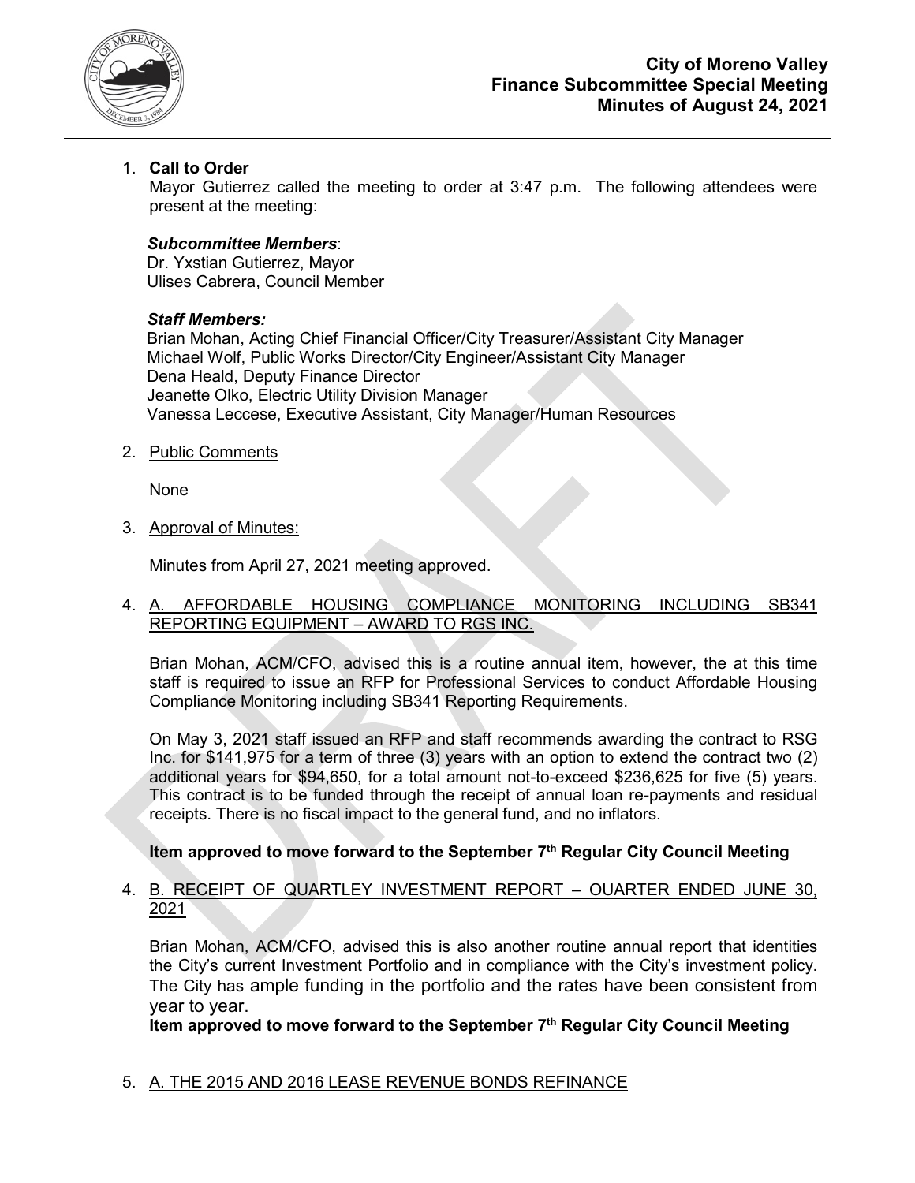# City of Moreno Valley
## Finance Subcommittee Special Meeting
## Minutes of August 24, 2021

1. **Call to Order**

   Mayor Gutierrez called the meeting to order at 3:47 p.m. The following attendees were present at the meeting:

   ***Subcommittee Members***:
   Dr. Yxstian Gutierrez, Mayor
   Ulises Cabrera, Council Member

   ***Staff Members:***
   Brian Mohan, Acting Chief Financial Officer/City Treasurer/Assistant City Manager
   Michael Wolf, Public Works Director/City Engineer/Assistant City Manager
   Dena Heald, Deputy Finance Director
   Jeanette Olko, Electric Utility Division Manager
   Vanessa Leccese, Executive Assistant, City Manager/Human Resources

2. Public Comments

   None

3. Approval of Minutes:

   Minutes from April 27, 2021 meeting approved.

4. A. AFFORDABLE HOUSING COMPLIANCE MONITORING INCLUDING SB341 REPORTING EQUIPMENT – AWARD TO RGS INC.

   Brian Mohan, ACM/CFO, advised this is a routine annual item, however, the at this time staff is required to issue an RFP for Professional Services to conduct Affordable Housing Compliance Monitoring including SB341 Reporting Requirements.

   On May 3, 2021 staff issued an RFP and staff recommends awarding the contract to RSG Inc. for $141,975 for a term of three (3) years with an option to extend the contract two (2) additional years for $94,650, for a total amount not-to-exceed $236,625 for five (5) years. This contract is to be funded through the receipt of annual loan re-payments and residual receipts. There is no fiscal impact to the general fund, and no inflators.

   **Item approved to move forward to the September 7th Regular City Council Meeting**

4. B. RECEIPT OF QUARTLEY INVESTMENT REPORT – OUARTER ENDED JUNE 30, 2021

   Brian Mohan, ACM/CFO, advised this is also another routine annual report that identities the City's current Investment Portfolio and in compliance with the City's investment policy. The City has ample funding in the portfolio and the rates have been consistent from year to year.

   **Item approved to move forward to the September 7th Regular City Council Meeting**

5. A. THE 2015 AND 2016 LEASE REVENUE BONDS REFINANCE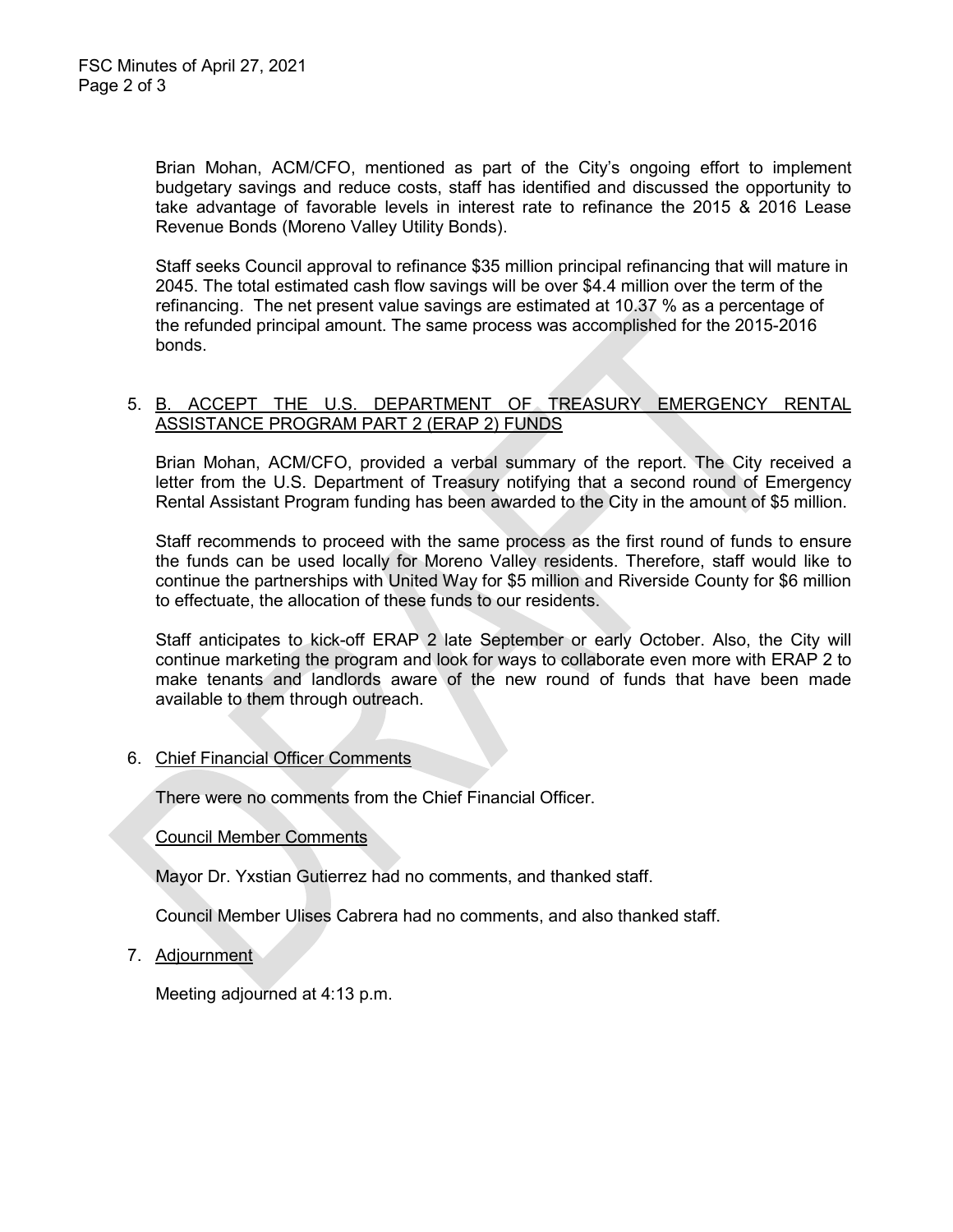Brian Mohan, ACM/CFO, mentioned as part of the City's ongoing effort to implement budgetary savings and reduce costs, staff has identified and discussed the opportunity to take advantage of favorable levels in interest rate to refinance the 2015 & 2016 Lease Revenue Bonds (Moreno Valley Utility Bonds).

Staff seeks Council approval to refinance $35 million principal refinancing that will mature in 2045. The total estimated cash flow savings will be over $4.4 million over the term of the refinancing. The net present value savings are estimated at 10.37 % as a percentage of the refunded principal amount. The same process was accomplished for the 2015-2016 bonds.

5. B. ACCEPT THE U.S. DEPARTMENT OF TREASURY EMERGENCY RENTAL ASSISTANCE PROGRAM PART 2 (ERAP 2) FUNDS

   Brian Mohan, ACM/CFO, provided a verbal summary of the report. The City received a letter from the U.S. Department of Treasury notifying that a second round of Emergency Rental Assistant Program funding has been awarded to the City in the amount of $5 million.

   Staff recommends to proceed with the same process as the first round of funds to ensure the funds can be used locally for Moreno Valley residents. Therefore, staff would like to continue the partnerships with United Way for $5 million and Riverside County for $6 million to effectuate, the allocation of these funds to our residents.

   Staff anticipates to kick-off ERAP 2 late September or early October. Also, the City will continue marketing the program and look for ways to collaborate even more with ERAP 2 to make tenants and landlords aware of the new round of funds that have been made available to them through outreach.

6. Chief Financial Officer Comments

   There were no comments from the Chief Financial Officer.

   Council Member Comments

   Mayor Dr. Yxstian Gutierrez had no comments, and thanked staff.

   Council Member Ulises Cabrera had no comments, and also thanked staff.

7. Adjournment

   Meeting adjourned at 4:13 p.m.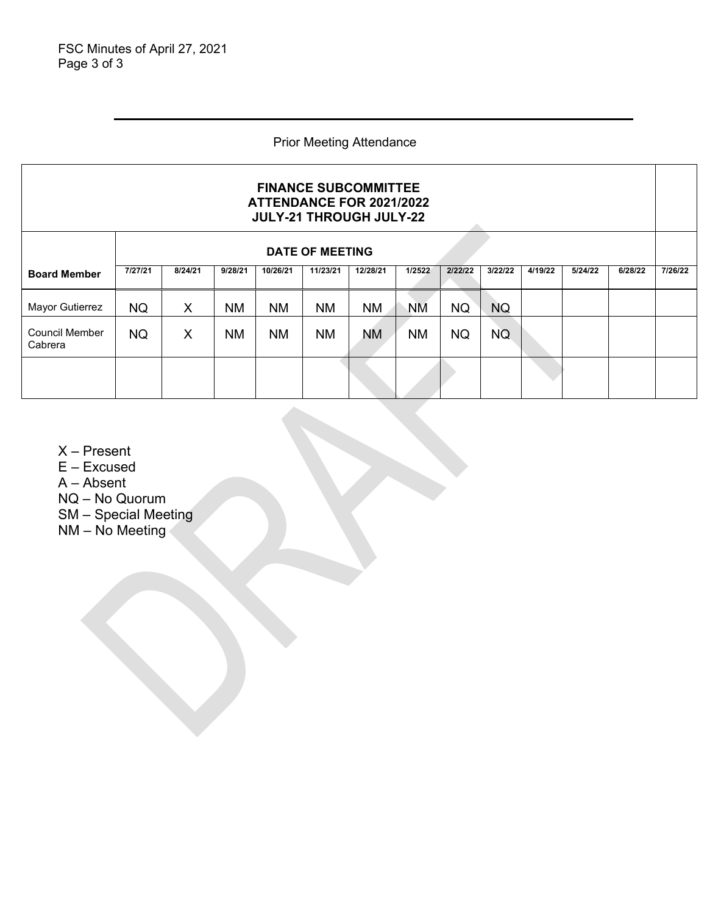Prior Meeting Attendance

| FINANCE SUBCOMMITTEE ATTENDANCE FOR 2021/2022 JULY-21 THROUGH JULY-22 | | | | | | | | | | | | | |
|---|---|---|---|---|---|---|---|---|---|---|---|---|---|
| | DATE OF MEETING | | | | | | | | | | | | |
| **Board Member** | 7/27/21 | 8/24/21 | 9/28/21 | 10/26/21 | 11/23/21 | 12/28/21 | 1/2522 | 2/22/22 | 3/22/22 | 4/19/22 | 5/24/22 | 6/28/22 | 7/26/22 |
| Mayor Gutierrez | NQ | X | NM | NM | NM | NM | NM | NQ | NQ | | | | |
| Council Member Cabrera | NQ | X | NM | NM | NM | NM | NM | NQ | NQ | | | | |
| | | | | | | | | | | | | | |

X – Present
E – Excused
A – Absent
NQ – No Quorum
SM – Special Meeting
NM – No Meeting